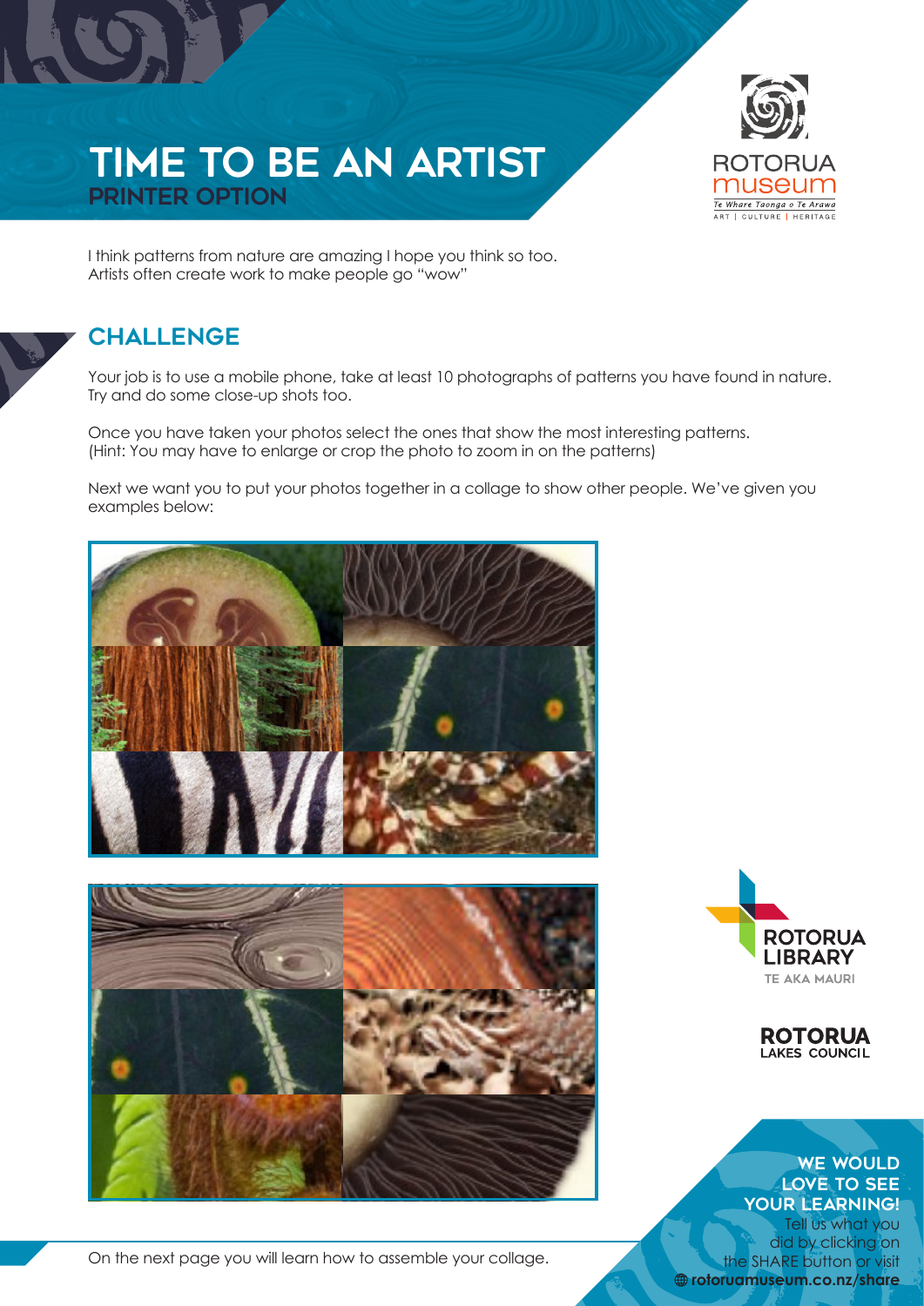# TIME TO BE AN ARTIST

## PRINTER OPTION

I think patterns from nature are amazing I hope you think so too.
Artists often create work to make people go "wow"

## CHALLENGE

Your job is to use a mobile phone, take at least 10 photographs of patterns you have found in nature. Try and do some close-up shots too.

Once you have taken your photos select the ones that show the most interesting patterns. (Hint: You may have to enlarge or crop the photo to zoom in on the patterns)

Next we want you to put your photos together in a collage to show other people. We've given you examples below:

On the next page you will learn how to assemble your collage.

**WE WOULD LOVE TO SEE YOUR LEARNING!**
Tell us what you did by clicking on the SHARE button or visit **rotoruamuseum.co.nz/share**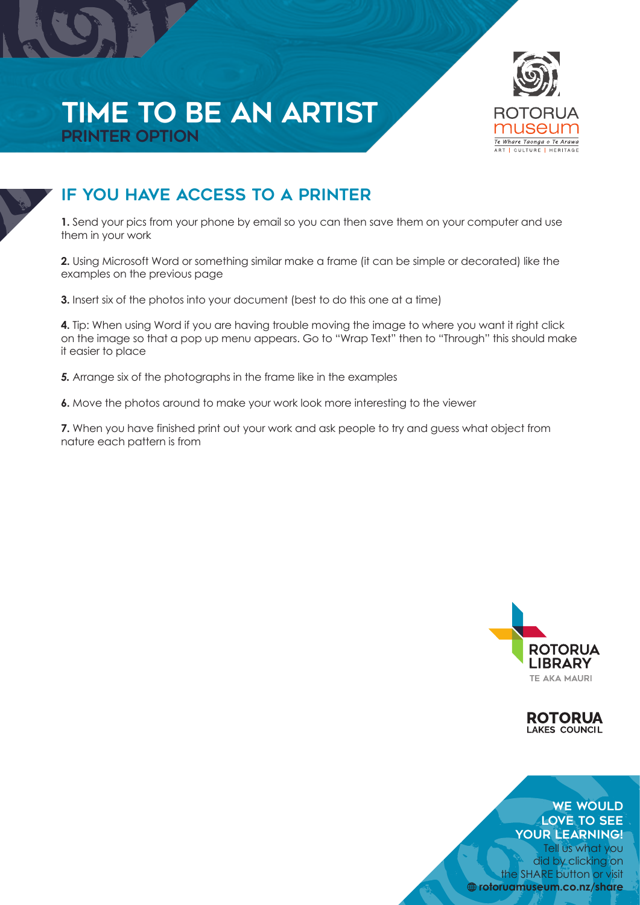# TIME TO BE AN ARTIST

## PRINTER OPTION

ROTORUA museum
Te Whare Taonga o Te Arawa
ART | CULTURE | HERITAGE

## IF YOU HAVE ACCESS TO A PRINTER

**1.** Send your pics from your phone by email so you can then save them on your computer and use them in your work

**2.** Using Microsoft Word or something similar make a frame (it can be simple or decorated) like the examples on the previous page

**3.** Insert six of the photos into your document (best to do this one at a time)

**4.** Tip: When using Word if you are having trouble moving the image to where you want it right click on the image so that a pop up menu appears. Go to "Wrap Text" then to "Through" this should make it easier to place

**5.** Arrange six of the photographs in the frame like in the examples

**6.** Move the photos around to make your work look more interesting to the viewer

**7.** When you have finished print out your work and ask people to try and guess what object from nature each pattern is from

ROTORUA LIBRARY
TE AKA MAURI

ROTORUA LAKES COUNCIL

**WE WOULD LOVE TO SEE YOUR LEARNING!**

Tell us what you did by clicking on the SHARE button or visit **rotoruamuseum.co.nz/share**